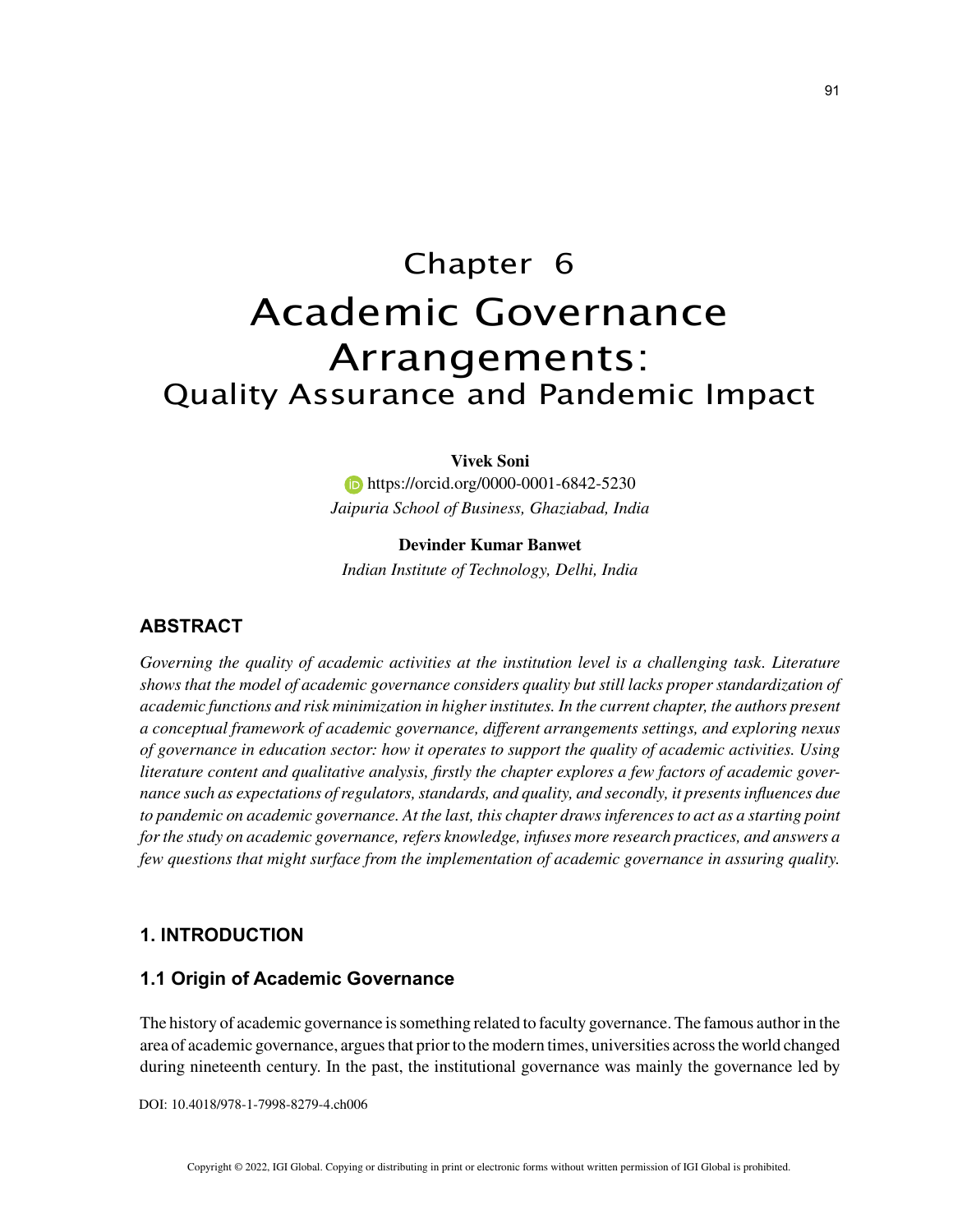# Chapter 6
# Academic Governance Arrangements:
## Quality Assurance and Pandemic Impact

**Vivek Soni**
https://orcid.org/0000-0001-6842-5230
*Jaipuria School of Business, Ghaziabad, India*

**Devinder Kumar Banwet**
*Indian Institute of Technology, Delhi, India*

## ABSTRACT

*Governing the quality of academic activities at the institution level is a challenging task. Literature shows that the model of academic governance considers quality but still lacks proper standardization of academic functions and risk minimization in higher institutes. In the current chapter, the authors present a conceptual framework of academic governance, different arrangements settings, and exploring nexus of governance in education sector: how it operates to support the quality of academic activities. Using literature content and qualitative analysis, firstly the chapter explores a few factors of academic governance such as expectations of regulators, standards, and quality, and secondly, it presents influences due to pandemic on academic governance. At the last, this chapter draws inferences to act as a starting point for the study on academic governance, refers knowledge, infuses more research practices, and answers a few questions that might surface from the implementation of academic governance in assuring quality.*

## 1. INTRODUCTION

### 1.1 Origin of Academic Governance

The history of academic governance is something related to faculty governance. The famous author in the area of academic governance, argues that prior to the modern times, universities across the world changed during nineteenth century. In the past, the institutional governance was mainly the governance led by

DOI: 10.4018/978-1-7998-8279-4.ch006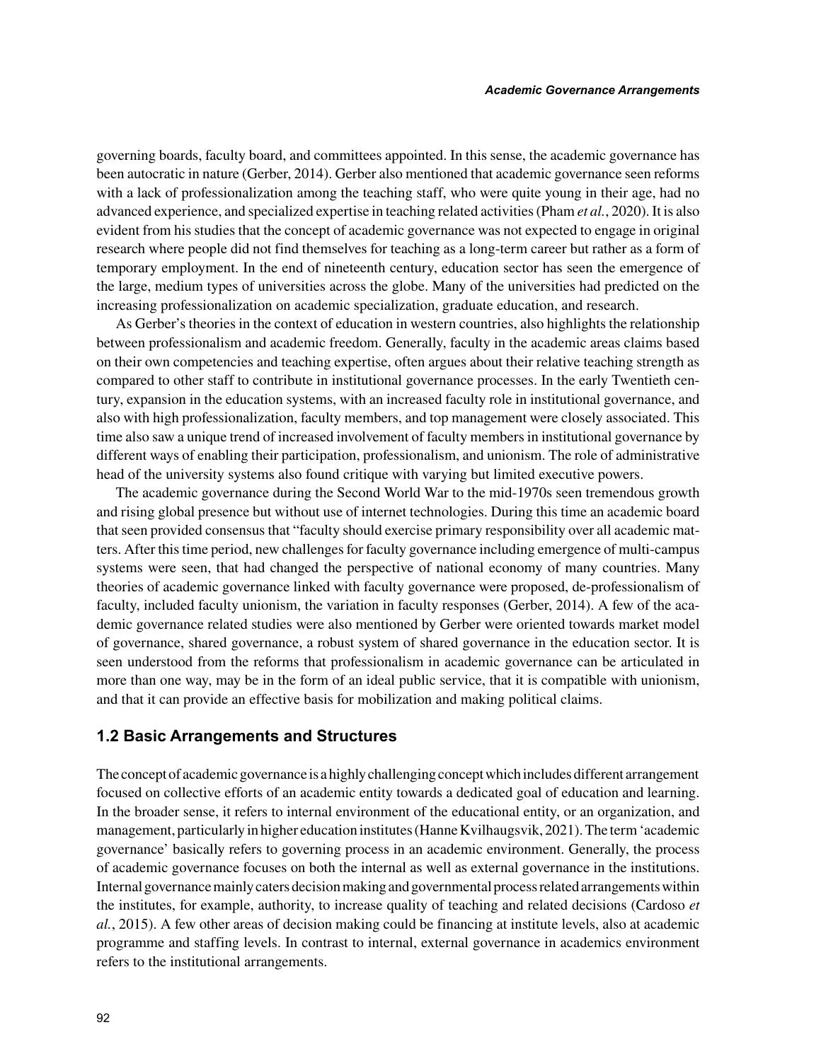governing boards, faculty board, and committees appointed. In this sense, the academic governance has been autocratic in nature (Gerber, 2014). Gerber also mentioned that academic governance seen reforms with a lack of professionalization among the teaching staff, who were quite young in their age, had no advanced experience, and specialized expertise in teaching related activities (Pham *et al.*, 2020). It is also evident from his studies that the concept of academic governance was not expected to engage in original research where people did not find themselves for teaching as a long-term career but rather as a form of temporary employment. In the end of nineteenth century, education sector has seen the emergence of the large, medium types of universities across the globe. Many of the universities had predicted on the increasing professionalization on academic specialization, graduate education, and research.

As Gerber's theories in the context of education in western countries, also highlights the relationship between professionalism and academic freedom. Generally, faculty in the academic areas claims based on their own competencies and teaching expertise, often argues about their relative teaching strength as compared to other staff to contribute in institutional governance processes. In the early Twentieth century, expansion in the education systems, with an increased faculty role in institutional governance, and also with high professionalization, faculty members, and top management were closely associated. This time also saw a unique trend of increased involvement of faculty members in institutional governance by different ways of enabling their participation, professionalism, and unionism. The role of administrative head of the university systems also found critique with varying but limited executive powers.

The academic governance during the Second World War to the mid-1970s seen tremendous growth and rising global presence but without use of internet technologies. During this time an academic board that seen provided consensus that "faculty should exercise primary responsibility over all academic matters. After this time period, new challenges for faculty governance including emergence of multi-campus systems were seen, that had changed the perspective of national economy of many countries. Many theories of academic governance linked with faculty governance were proposed, de-professionalism of faculty, included faculty unionism, the variation in faculty responses (Gerber, 2014). A few of the academic governance related studies were also mentioned by Gerber were oriented towards market model of governance, shared governance, a robust system of shared governance in the education sector. It is seen understood from the reforms that professionalism in academic governance can be articulated in more than one way, may be in the form of an ideal public service, that it is compatible with unionism, and that it can provide an effective basis for mobilization and making political claims.

## 1.2 Basic Arrangements and Structures

The concept of academic governance is a highly challenging concept which includes different arrangement focused on collective efforts of an academic entity towards a dedicated goal of education and learning. In the broader sense, it refers to internal environment of the educational entity, or an organization, and management, particularly in higher education institutes (Hanne Kvilhaugsvik, 2021). The term 'academic governance' basically refers to governing process in an academic environment. Generally, the process of academic governance focuses on both the internal as well as external governance in the institutions. Internal governance mainly caters decision making and governmental process related arrangements within the institutes, for example, authority, to increase quality of teaching and related decisions (Cardoso *et al.*, 2015). A few other areas of decision making could be financing at institute levels, also at academic programme and staffing levels. In contrast to internal, external governance in academics environment refers to the institutional arrangements.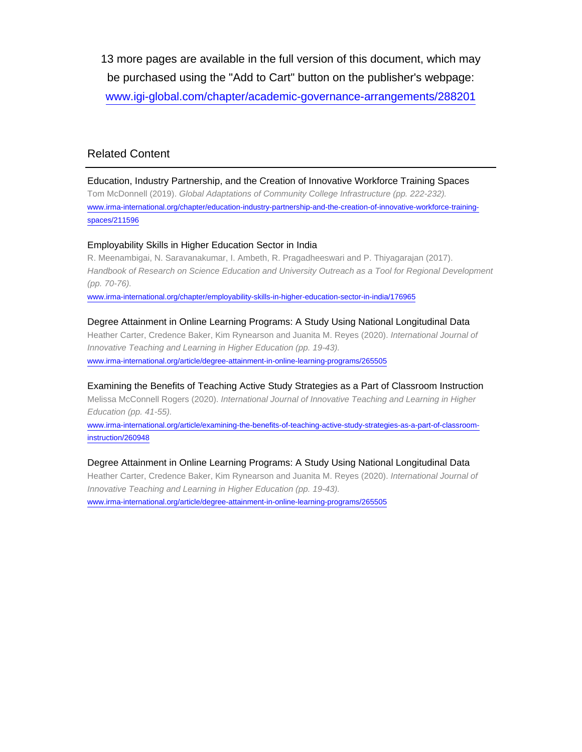13 more pages are available in the full version of this document, which may be purchased using the "Add to Cart" button on the publisher's webpage: www.igi-global.com/chapter/academic-governance-arrangements/288201

## Related Content

Education, Industry Partnership, and the Creation of Innovative Workforce Training Spaces
Tom McDonnell (2019). *Global Adaptations of Community College Infrastructure (pp. 222-232).*
www.irma-international.org/chapter/education-industry-partnership-and-the-creation-of-innovative-workforce-training-spaces/211596

Employability Skills in Higher Education Sector in India
R. Meenambigai, N. Saravanakumar, I. Ambeth, R. Pragadheeswari and P. Thiyagarajan (2017). *Handbook of Research on Science Education and University Outreach as a Tool for Regional Development (pp. 70-76).*
www.irma-international.org/chapter/employability-skills-in-higher-education-sector-in-india/176965

Degree Attainment in Online Learning Programs: A Study Using National Longitudinal Data
Heather Carter, Credence Baker, Kim Rynearson and Juanita M. Reyes (2020). *International Journal of Innovative Teaching and Learning in Higher Education (pp. 19-43).*
www.irma-international.org/article/degree-attainment-in-online-learning-programs/265505

Examining the Benefits of Teaching Active Study Strategies as a Part of Classroom Instruction
Melissa McConnell Rogers (2020). *International Journal of Innovative Teaching and Learning in Higher Education (pp. 41-55).*
www.irma-international.org/article/examining-the-benefits-of-teaching-active-study-strategies-as-a-part-of-classroom-instruction/260948

Degree Attainment in Online Learning Programs: A Study Using National Longitudinal Data
Heather Carter, Credence Baker, Kim Rynearson and Juanita M. Reyes (2020). *International Journal of Innovative Teaching and Learning in Higher Education (pp. 19-43).*
www.irma-international.org/article/degree-attainment-in-online-learning-programs/265505